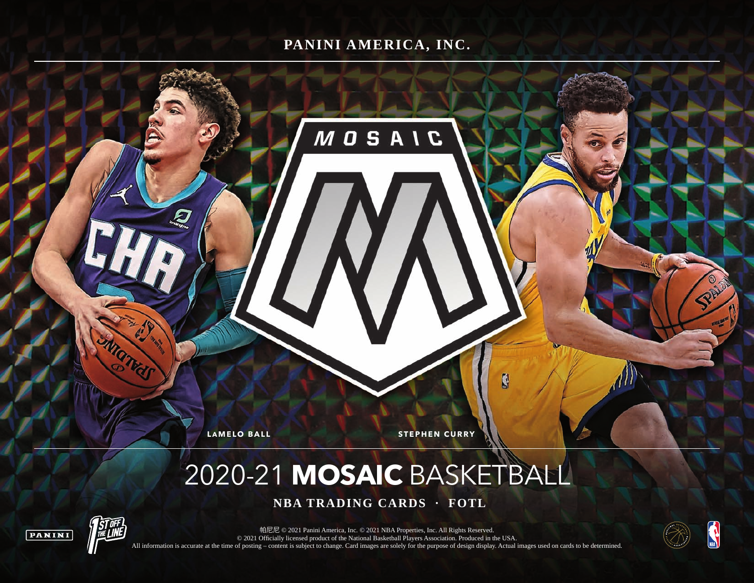PANINI AMERICA, INC.

MOSAIC

LAMELO BALL

STEPHEN CURRY

# 2020-21 **MOSAIC** BASKETBALL

**NBA TRADING CARDS · FOTL**

帕尼尼 © 2021 Panini America, Inc. © 2021 NBA Properties, Inc. All Rights Reserved.
© 2021 Officially licensed product of the National Basketball Players Association. Produced in the USA.
All information is accurate at the time of posting – content is subject to change. Card images are solely for the purpose of design display. Actual images used on cards to be determined.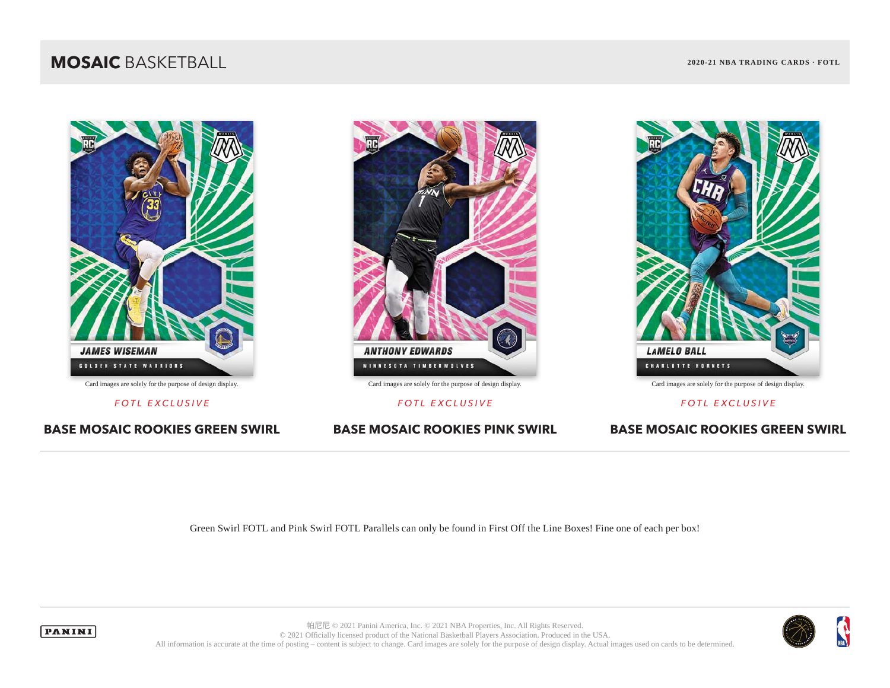# MOSAIC BASKETBALL

**2020-21 NBA TRADING CARDS · FOTL**

Card images are solely for the purpose of design display.

*FOTL EXCLUSIVE*

**BASE MOSAIC ROOKIES GREEN SWIRL**

Card images are solely for the purpose of design display.

*FOTL EXCLUSIVE*

**BASE MOSAIC ROOKIES PINK SWIRL**

Card images are solely for the purpose of design display.

*FOTL EXCLUSIVE*

**BASE MOSAIC ROOKIES GREEN SWIRL**

Green Swirl FOTL and Pink Swirl FOTL Parallels can only be found in First Off the Line Boxes! Fine one of each per box!

帕尼尼 © 2021 Panini America, Inc. © 2021 NBA Properties, Inc. All Rights Reserved.
© 2021 Officially licensed product of the National Basketball Players Association. Produced in the USA.
All information is accurate at the time of posting – content is subject to change. Card images are solely for the purpose of design display. Actual images used on cards to be determined.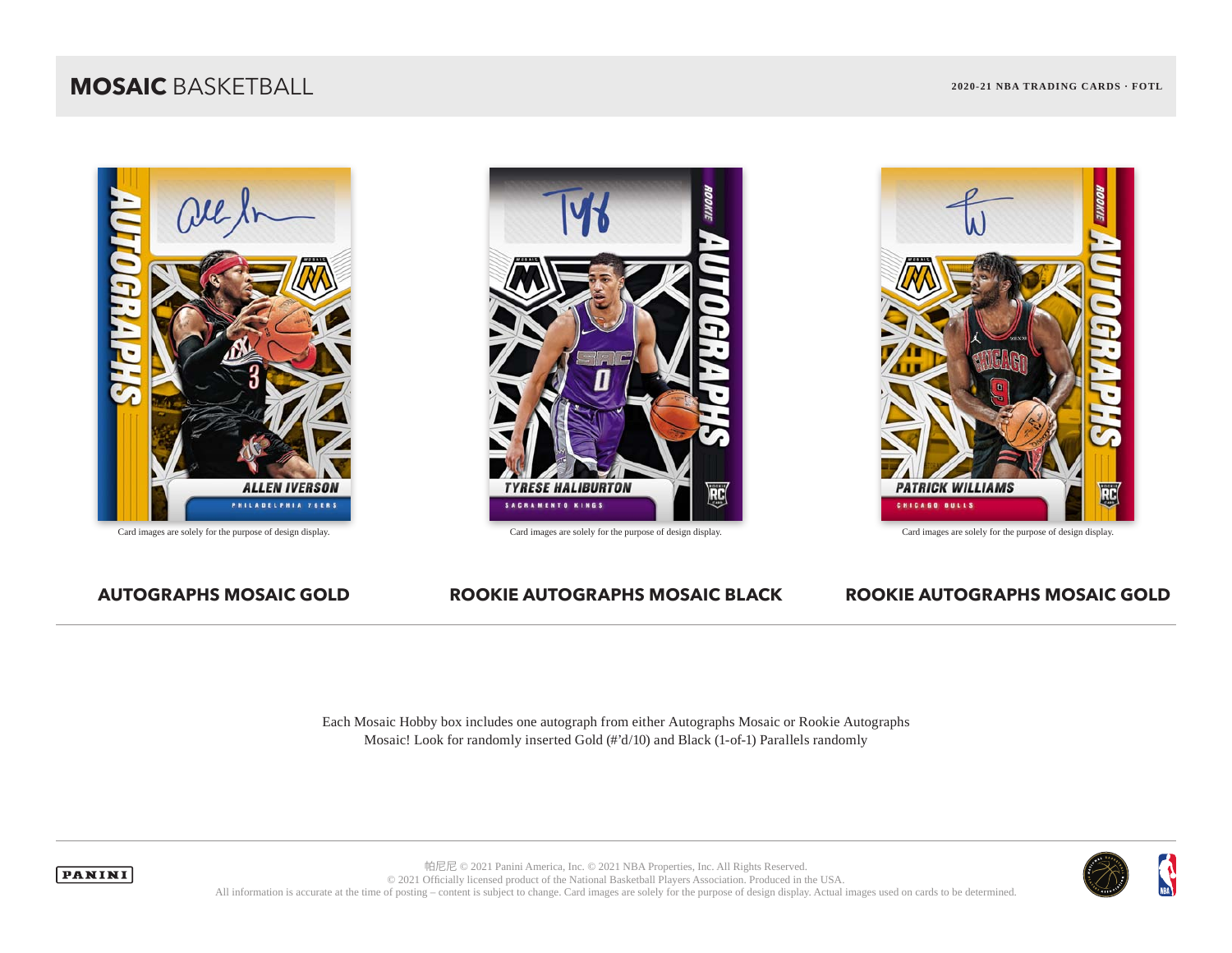Card images are solely for the purpose of design display.

Card images are solely for the purpose of design display.

Card images are solely for the purpose of design display.

**AUTOGRAPHS MOSAIC GOLD**

**ROOKIE AUTOGRAPHS MOSAIC BLACK**

**ROOKIE AUTOGRAPHS MOSAIC GOLD**

Each Mosaic Hobby box includes one autograph from either Autographs Mosaic or Rookie Autographs Mosaic! Look for randomly inserted Gold (#'d/10) and Black (1-of-1) Parallels randomly

帕尼尼 © 2021 Panini America, Inc. © 2021 NBA Properties, Inc. All Rights Reserved.
© 2021 Officially licensed product of the National Basketball Players Association. Produced in the USA.
All information is accurate at the time of posting – content is subject to change. Card images are solely for the purpose of design display. Actual images used on cards to be determined.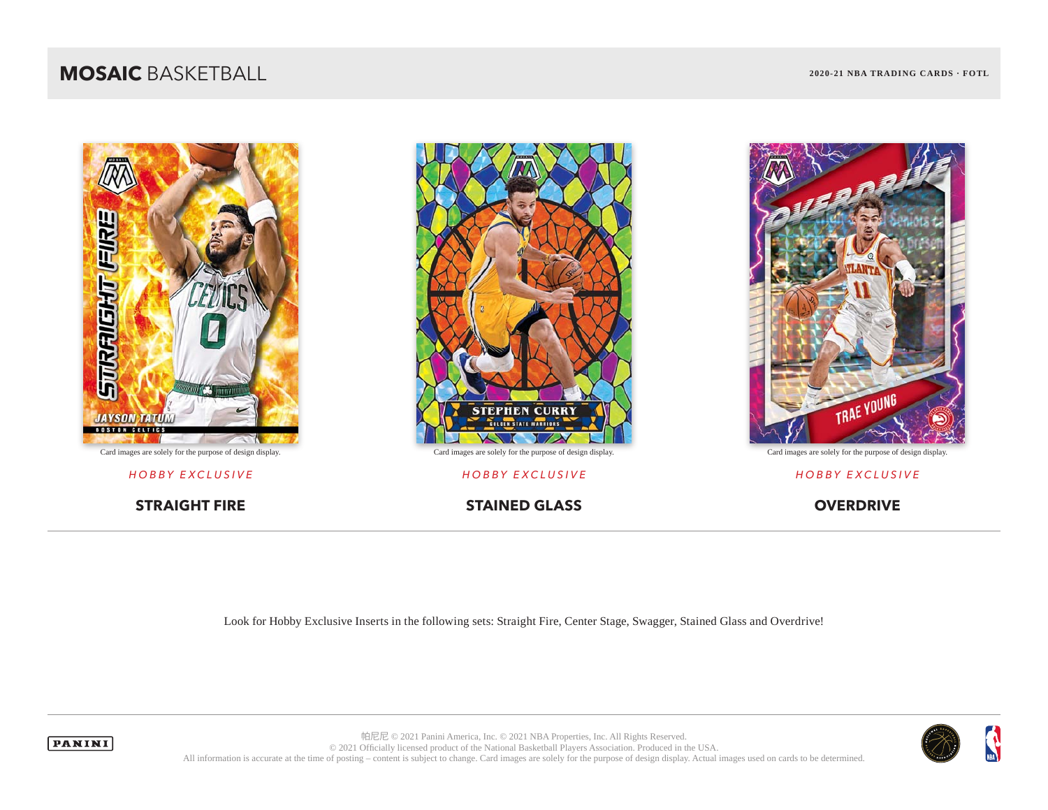Card images are solely for the purpose of design display.

*HOBBY EXCLUSIVE*

**STRAIGHT FIRE**

Card images are solely for the purpose of design display.

*HOBBY EXCLUSIVE*

**STAINED GLASS**

Card images are solely for the purpose of design display.

*HOBBY EXCLUSIVE*

**OVERDRIVE**

---

Look for Hobby Exclusive Inserts in the following sets: Straight Fire, Center Stage, Swagger, Stained Glass and Overdrive!

帕尼尼 © 2021 Panini America, Inc. © 2021 NBA Properties, Inc. All Rights Reserved.
© 2021 Officially licensed product of the National Basketball Players Association. Produced in the USA.
All information is accurate at the time of posting – content is subject to change. Card images are solely for the purpose of design display. Actual images used on cards to be determined.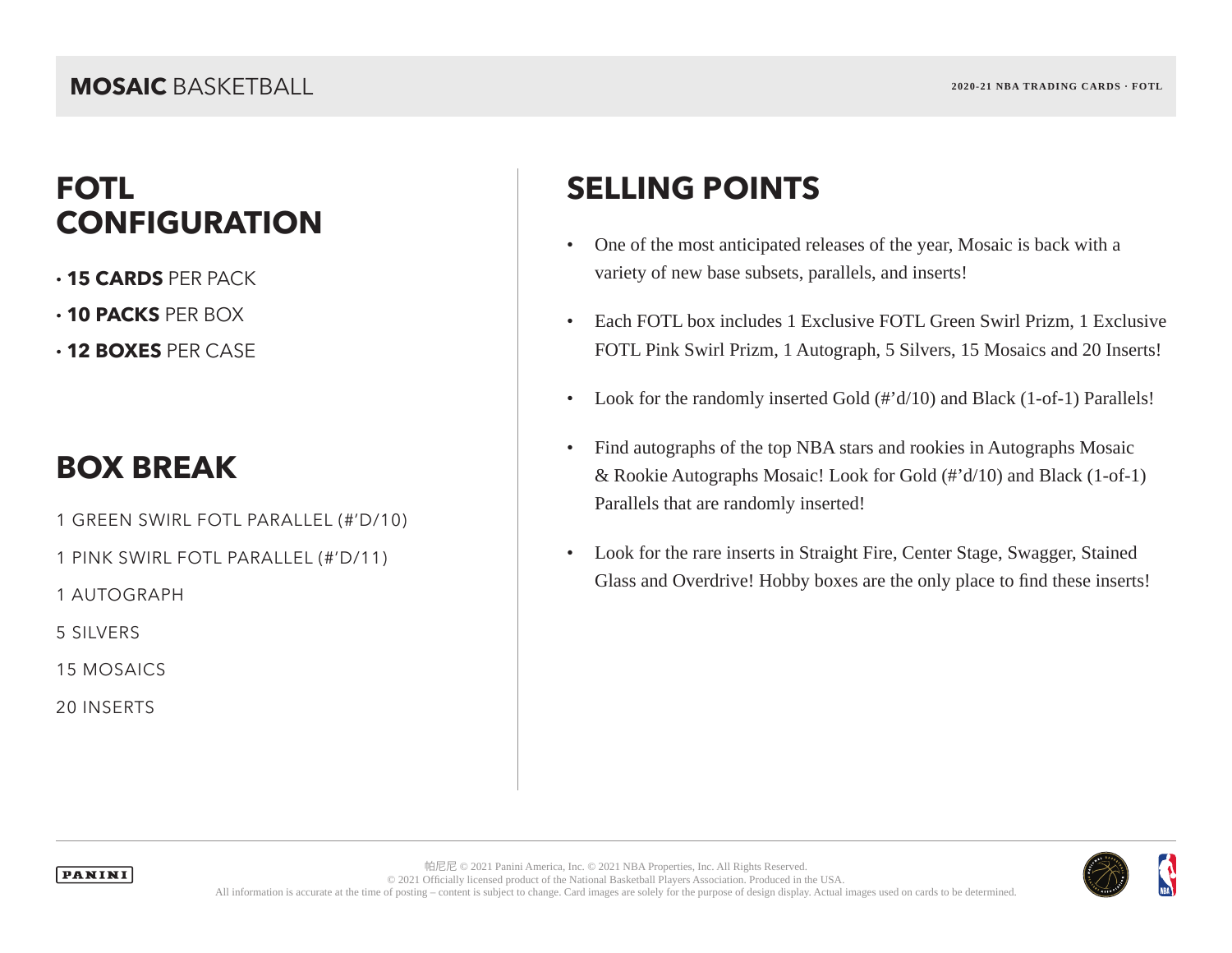## FOTL CONFIGURATION

- **15 CARDS** PER PACK
- **10 PACKS** PER BOX
- **12 BOXES** PER CASE

## BOX BREAK

1 GREEN SWIRL FOTL PARALLEL (#'D/10)

1 PINK SWIRL FOTL PARALLEL (#'D/11)

1 AUTOGRAPH

5 SILVERS

15 MOSAICS

20 INSERTS

## SELLING POINTS

- One of the most anticipated releases of the year, Mosaic is back with a variety of new base subsets, parallels, and inserts!
- Each FOTL box includes 1 Exclusive FOTL Green Swirl Prizm, 1 Exclusive FOTL Pink Swirl Prizm, 1 Autograph, 5 Silvers, 15 Mosaics and 20 Inserts!
- Look for the randomly inserted Gold (#'d/10) and Black (1-of-1) Parallels!
- Find autographs of the top NBA stars and rookies in Autographs Mosaic & Rookie Autographs Mosaic! Look for Gold (#'d/10) and Black (1-of-1) Parallels that are randomly inserted!
- Look for the rare inserts in Straight Fire, Center Stage, Swagger, Stained Glass and Overdrive! Hobby boxes are the only place to find these inserts!

帕尼尼 © 2021 Panini America, Inc. © 2021 NBA Properties, Inc. All Rights Reserved.
© 2021 Officially licensed product of the National Basketball Players Association. Produced in the USA.
All information is accurate at the time of posting – content is subject to change. Card images are solely for the purpose of design display. Actual images used on cards to be determined.